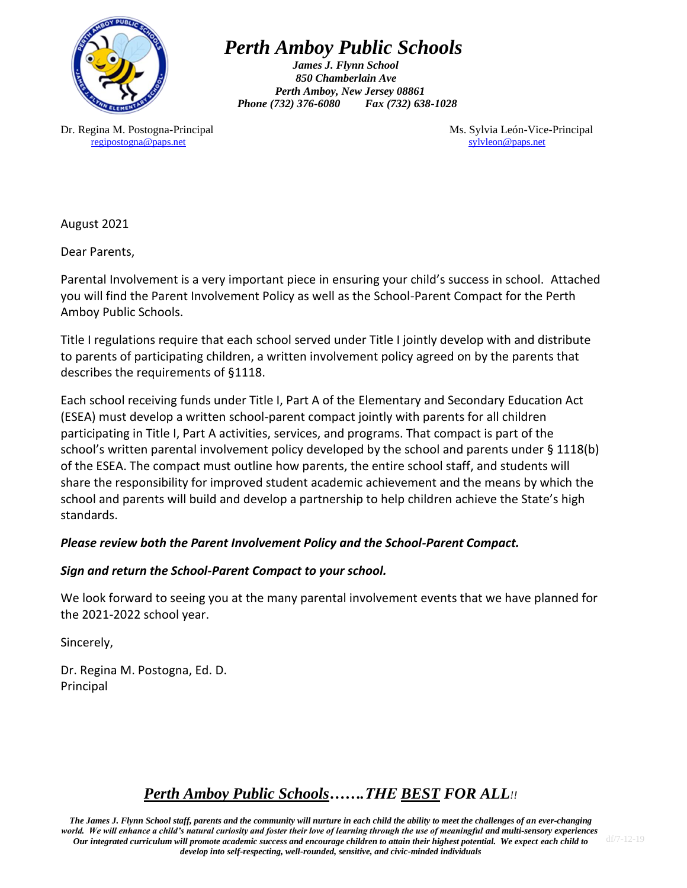# *Perth Amboy Public Schools*

***James J. Flynn School***
***850 Chamberlain Ave***
***Perth Amboy, New Jersey 08861***
***Phone (732) 376-6080 Fax (732) 638-1028***

Dr. Regina M. Postogna-Principal
regipostogna@paps.net

Ms. Sylvia León-Vice-Principal
sylvleon@paps.net

August 2021

Dear Parents,

Parental Involvement is a very important piece in ensuring your child's success in school. Attached you will find the Parent Involvement Policy as well as the School-Parent Compact for the Perth Amboy Public Schools.

Title I regulations require that each school served under Title I jointly develop with and distribute to parents of participating children, a written involvement policy agreed on by the parents that describes the requirements of §1118.

Each school receiving funds under Title I, Part A of the Elementary and Secondary Education Act (ESEA) must develop a written school-parent compact jointly with parents for all children participating in Title I, Part A activities, services, and programs. That compact is part of the school's written parental involvement policy developed by the school and parents under § 1118(b) of the ESEA. The compact must outline how parents, the entire school staff, and students will share the responsibility for improved student academic achievement and the means by which the school and parents will build and develop a partnership to help children achieve the State's high standards.

***Please review both the Parent Involvement Policy and the School-Parent Compact.***

***Sign and return the School-Parent Compact to your school.***

We look forward to seeing you at the many parental involvement events that we have planned for the 2021-2022 school year.

Sincerely,

Dr. Regina M. Postogna, Ed. D.
Principal

***Perth Amboy Public Schools*……*THE BEST FOR ALL!!***

***The James J. Flynn School staff, parents and the community will nurture in each child the ability to meet the challenges of an ever-changing world. We will enhance a child's natural curiosity and foster their love of learning through the use of meaningful and multi-sensory experiences Our integrated curriculum will promote academic success and encourage children to attain their highest potential. We expect each child to develop into self-respecting, well-rounded, sensitive, and civic-minded individuals***

df/7-12-19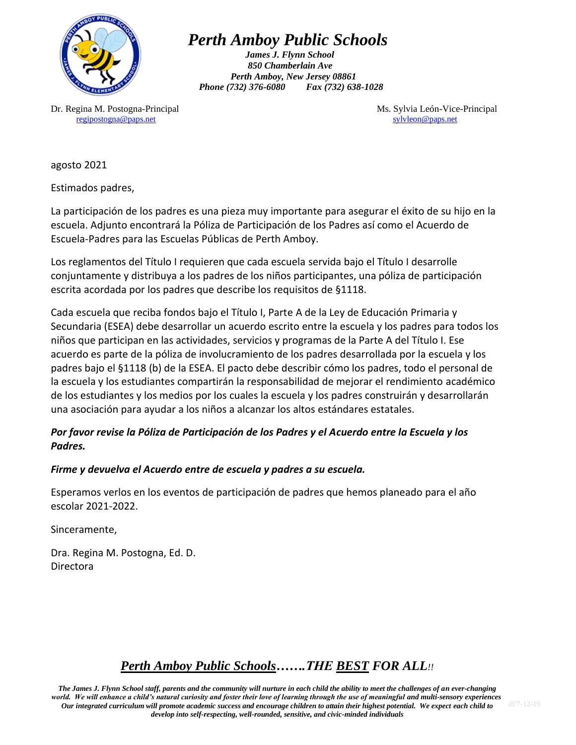# *Perth Amboy Public Schools*

***James J. Flynn School***
***850 Chamberlain Ave***
***Perth Amboy, New Jersey 08861***
***Phone (732) 376-6080 Fax (732) 638-1028***

Dr. Regina M. Postogna-Principal
regipostogna@paps.net

Ms. Sylvia León-Vice-Principal
sylvleon@paps.net

agosto 2021

Estimados padres,

La participación de los padres es una pieza muy importante para asegurar el éxito de su hijo en la escuela. Adjunto encontrará la Póliza de Participación de los Padres así como el Acuerdo de Escuela-Padres para las Escuelas Públicas de Perth Amboy.

Los reglamentos del Título I requieren que cada escuela servida bajo el Título I desarrolle conjuntamente y distribuya a los padres de los niños participantes, una póliza de participación escrita acordada por los padres que describe los requisitos de §1118.

Cada escuela que reciba fondos bajo el Título I, Parte A de la Ley de Educación Primaria y Secundaria (ESEA) debe desarrollar un acuerdo escrito entre la escuela y los padres para todos los niños que participan en las actividades, servicios y programas de la Parte A del Título I. Ese acuerdo es parte de la póliza de involucramiento de los padres desarrollada por la escuela y los padres bajo el §1118 (b) de la ESEA. El pacto debe describir cómo los padres, todo el personal de la escuela y los estudiantes compartirán la responsabilidad de mejorar el rendimiento académico de los estudiantes y los medios por los cuales la escuela y los padres construirán y desarrollarán una asociación para ayudar a los niños a alcanzar los altos estándares estatales.

***Por favor revise la Póliza de Participación de los Padres y el Acuerdo entre la Escuela y los Padres.***

***Firme y devuelva el Acuerdo entre de escuela y padres a su escuela.***

Esperamos verlos en los eventos de participación de padres que hemos planeado para el año escolar 2021-2022.

Sinceramente,

Dra. Regina M. Postogna, Ed. D.
Directora

***Perth Amboy Public Schools…….THE BEST FOR ALL!!***

***The James J. Flynn School staff, parents and the community will nurture in each child the ability to meet the challenges of an ever-changing world. We will enhance a child's natural curiosity and foster their love of learning through the use of meaningful and multi-sensory experiences Our integrated curriculum will promote academic success and encourage children to attain their highest potential. We expect each child to develop into self-respecting, well-rounded, sensitive, and civic-minded individuals***

df/7-12-19